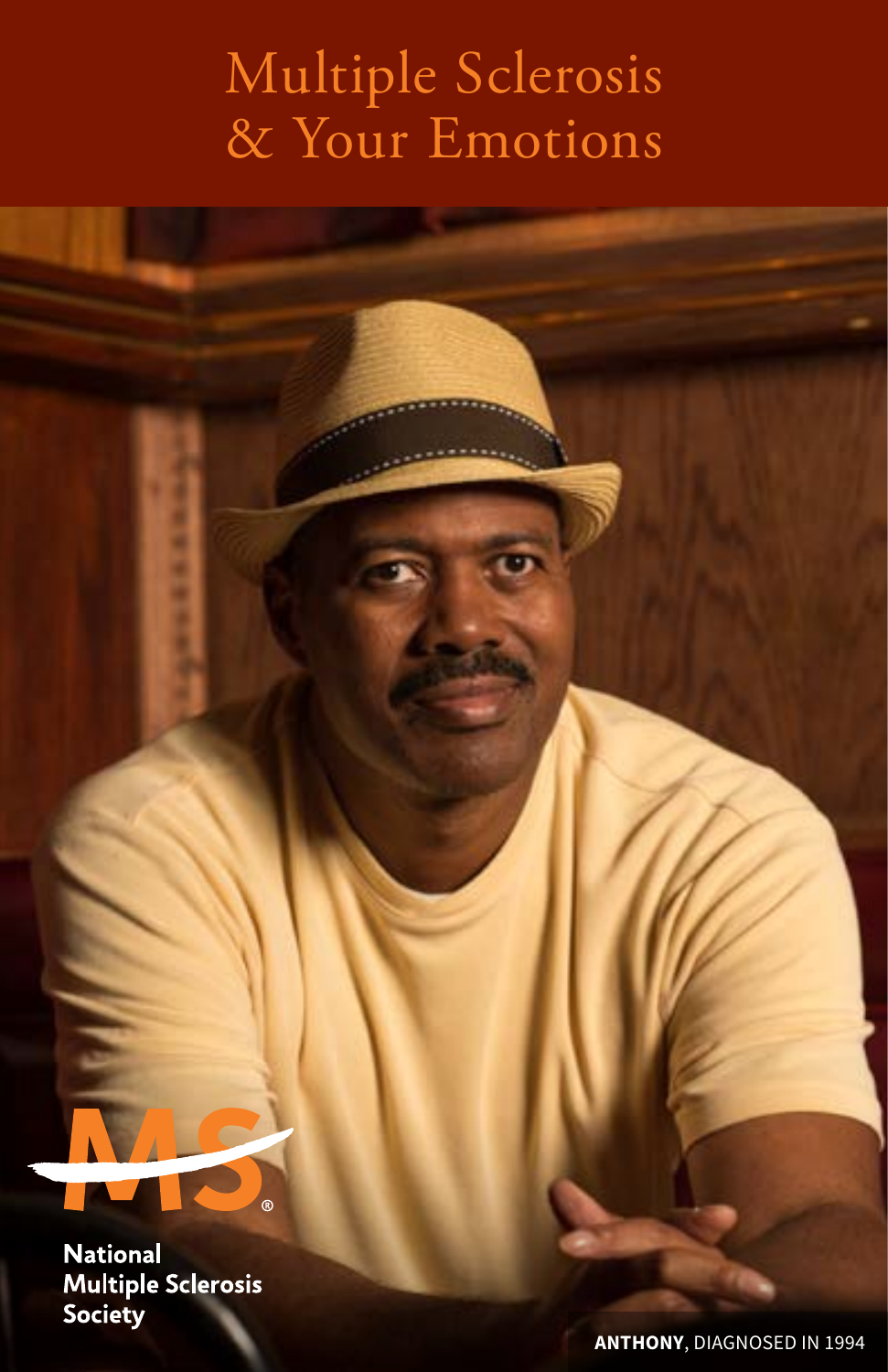# Multiple Sclerosis & Your Emotions

National Multiple Sclerosis Society

**ANTHONY**, DIAGNOSED IN 1994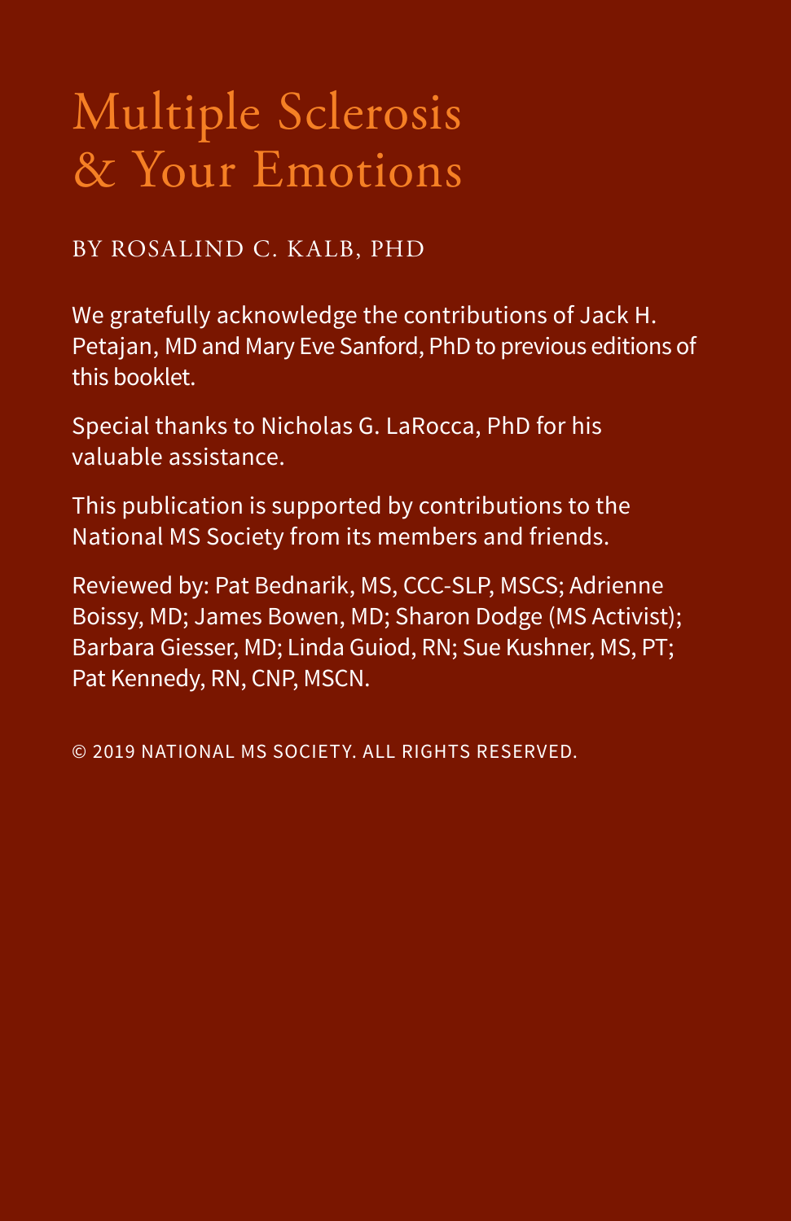# Multiple Sclerosis & Your Emotions

BY ROSALIND C. KALB, PHD

We gratefully acknowledge the contributions of Jack H. Petajan, MD and Mary Eve Sanford, PhD to previous editions of this booklet.

Special thanks to Nicholas G. LaRocca, PhD for his valuable assistance.

This publication is supported by contributions to the National MS Society from its members and friends.

Reviewed by: Pat Bednarik, MS, CCC-SLP, MSCS; Adrienne Boissy, MD; James Bowen, MD; Sharon Dodge (MS Activist); Barbara Giesser, MD; Linda Guiod, RN; Sue Kushner, MS, PT; Pat Kennedy, RN, CNP, MSCN.

© 2019 NATIONAL MS SOCIETY. ALL RIGHTS RESERVED.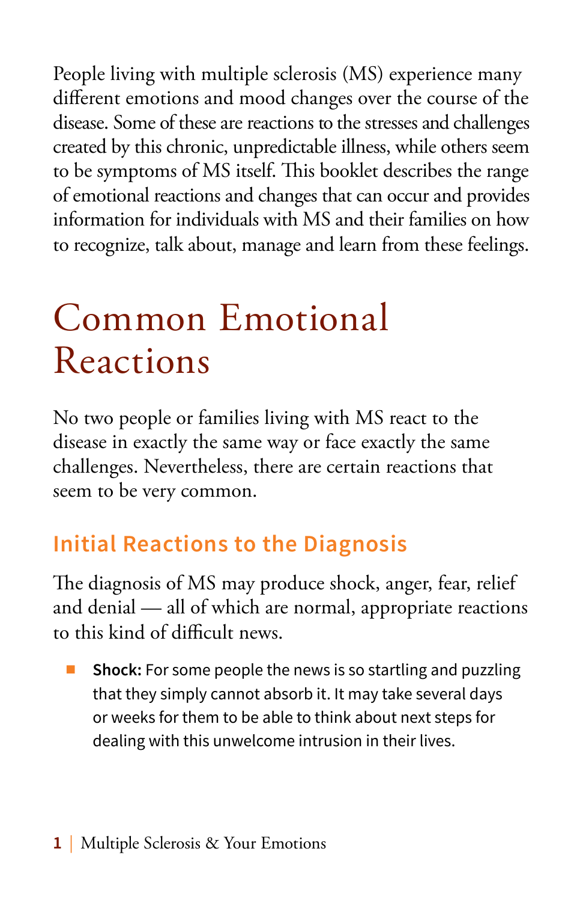People living with multiple sclerosis (MS) experience many different emotions and mood changes over the course of the disease. Some of these are reactions to the stresses and challenges created by this chronic, unpredictable illness, while others seem to be symptoms of MS itself. This booklet describes the range of emotional reactions and changes that can occur and provides information for individuals with MS and their families on how to recognize, talk about, manage and learn from these feelings.

# Common Emotional Reactions

No two people or families living with MS react to the disease in exactly the same way or face exactly the same challenges. Nevertheless, there are certain reactions that seem to be very common.

## Initial Reactions to the Diagnosis

The diagnosis of MS may produce shock, anger, fear, relief and denial — all of which are normal, appropriate reactions to this kind of difficult news.

- **Shock:** For some people the news is so startling and puzzling that they simply cannot absorb it. It may take several days or weeks for them to be able to think about next steps for dealing with this unwelcome intrusion in their lives.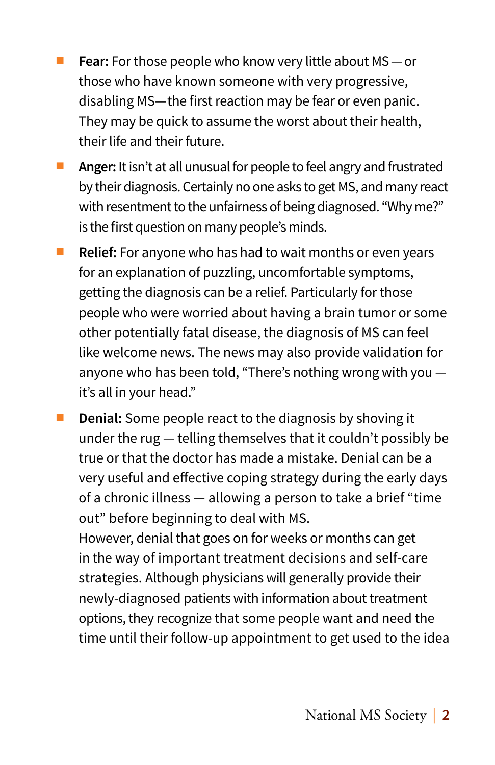- **Fear:** For those people who know very little about MS — or those who have known someone with very progressive, disabling MS—the first reaction may be fear or even panic. They may be quick to assume the worst about their health, their life and their future.
- **Anger:** It isn't at all unusual for people to feel angry and frustrated by their diagnosis. Certainly no one asks to get MS, and many react with resentment to the unfairness of being diagnosed. "Why me?" is the first question on many people's minds.
- **Relief:** For anyone who has had to wait months or even years for an explanation of puzzling, uncomfortable symptoms, getting the diagnosis can be a relief. Particularly for those people who were worried about having a brain tumor or some other potentially fatal disease, the diagnosis of MS can feel like welcome news. The news may also provide validation for anyone who has been told, "There's nothing wrong with you — it's all in your head."
- **Denial:** Some people react to the diagnosis by shoving it under the rug — telling themselves that it couldn't possibly be true or that the doctor has made a mistake. Denial can be a very useful and effective coping strategy during the early days of a chronic illness — allowing a person to take a brief "time out" before beginning to deal with MS.
  However, denial that goes on for weeks or months can get in the way of important treatment decisions and self-care strategies. Although physicians will generally provide their newly-diagnosed patients with information about treatment options, they recognize that some people want and need the time until their follow-up appointment to get used to the idea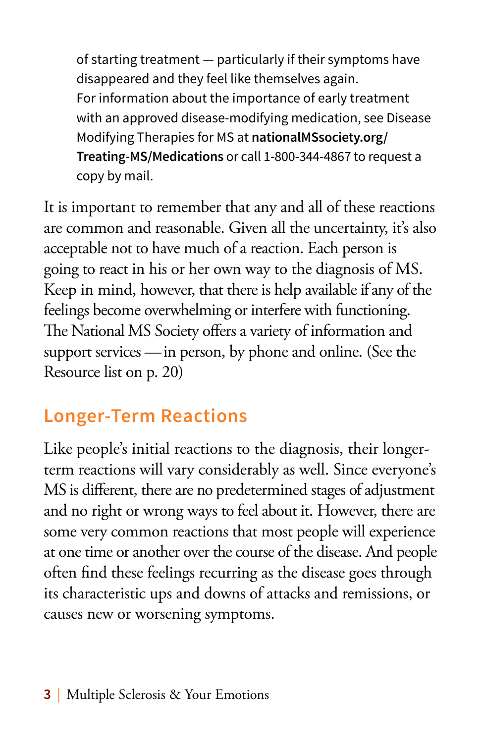of starting treatment — particularly if their symptoms have disappeared and they feel like themselves again. For information about the importance of early treatment with an approved disease-modifying medication, see Disease Modifying Therapies for MS at **nationalMSsociety.org/Treating-MS/Medications** or call 1-800-344-4867 to request a copy by mail.

It is important to remember that any and all of these reactions are common and reasonable. Given all the uncertainty, it's also acceptable not to have much of a reaction. Each person is going to react in his or her own way to the diagnosis of MS. Keep in mind, however, that there is help available if any of the feelings become overwhelming or interfere with functioning. The National MS Society offers a variety of information and support services — in person, by phone and online. (See the Resource list on p. 20)

## Longer-Term Reactions

Like people's initial reactions to the diagnosis, their longer-term reactions will vary considerably as well. Since everyone's MS is different, there are no predetermined stages of adjustment and no right or wrong ways to feel about it. However, there are some very common reactions that most people will experience at one time or another over the course of the disease. And people often find these feelings recurring as the disease goes through its characteristic ups and downs of attacks and remissions, or causes new or worsening symptoms.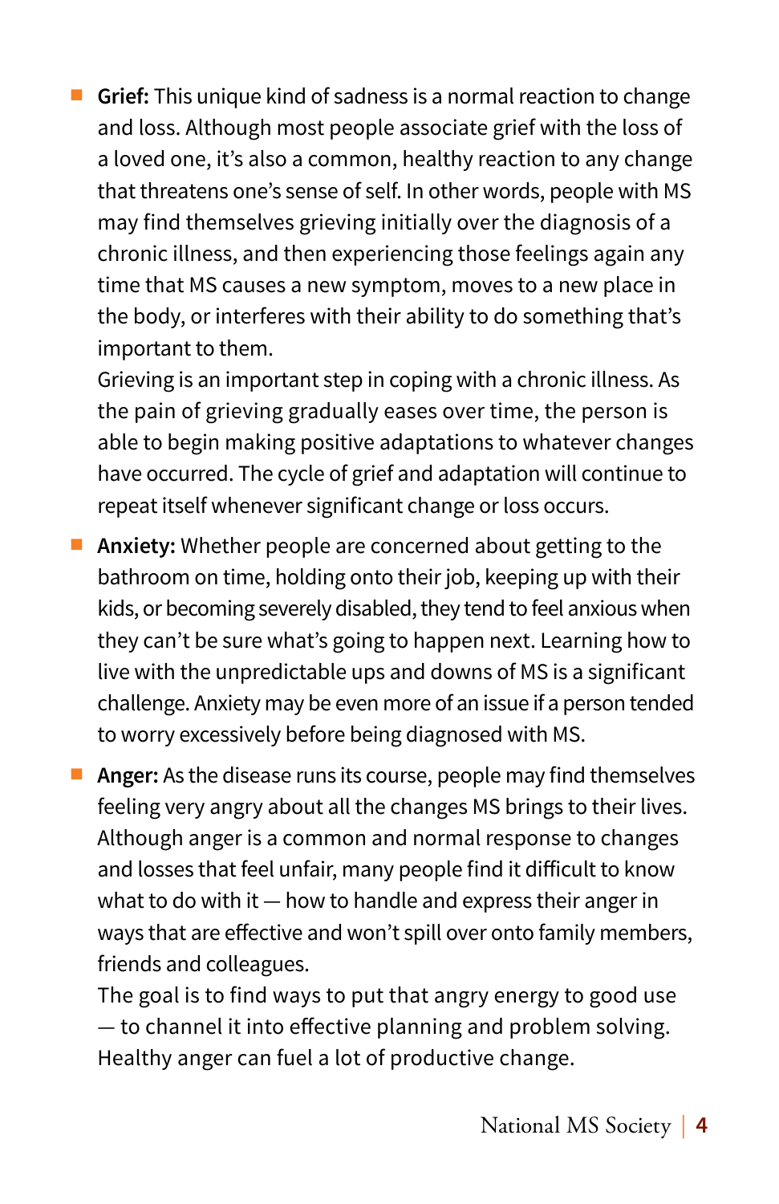- **Grief:** This unique kind of sadness is a normal reaction to change and loss. Although most people associate grief with the loss of a loved one, it's also a common, healthy reaction to any change that threatens one's sense of self. In other words, people with MS may find themselves grieving initially over the diagnosis of a chronic illness, and then experiencing those feelings again any time that MS causes a new symptom, moves to a new place in the body, or interferes with their ability to do something that's important to them.

  Grieving is an important step in coping with a chronic illness. As the pain of grieving gradually eases over time, the person is able to begin making positive adaptations to whatever changes have occurred. The cycle of grief and adaptation will continue to repeat itself whenever significant change or loss occurs.

- **Anxiety:** Whether people are concerned about getting to the bathroom on time, holding onto their job, keeping up with their kids, or becoming severely disabled, they tend to feel anxious when they can't be sure what's going to happen next. Learning how to live with the unpredictable ups and downs of MS is a significant challenge. Anxiety may be even more of an issue if a person tended to worry excessively before being diagnosed with MS.

- **Anger:** As the disease runs its course, people may find themselves feeling very angry about all the changes MS brings to their lives. Although anger is a common and normal response to changes and losses that feel unfair, many people find it difficult to know what to do with it — how to handle and express their anger in ways that are effective and won't spill over onto family members, friends and colleagues.

  The goal is to find ways to put that angry energy to good use — to channel it into effective planning and problem solving. Healthy anger can fuel a lot of productive change.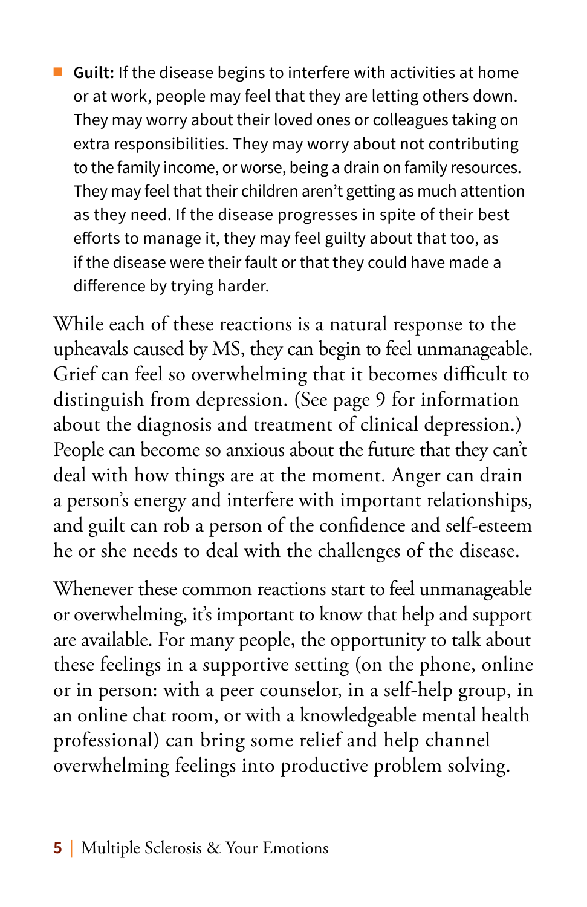- **Guilt:** If the disease begins to interfere with activities at home or at work, people may feel that they are letting others down. They may worry about their loved ones or colleagues taking on extra responsibilities. They may worry about not contributing to the family income, or worse, being a drain on family resources. They may feel that their children aren't getting as much attention as they need. If the disease progresses in spite of their best efforts to manage it, they may feel guilty about that too, as if the disease were their fault or that they could have made a difference by trying harder.

While each of these reactions is a natural response to the upheavals caused by MS, they can begin to feel unmanageable. Grief can feel so overwhelming that it becomes difficult to distinguish from depression. (See page 9 for information about the diagnosis and treatment of clinical depression.) People can become so anxious about the future that they can't deal with how things are at the moment. Anger can drain a person's energy and interfere with important relationships, and guilt can rob a person of the confidence and self-esteem he or she needs to deal with the challenges of the disease.

Whenever these common reactions start to feel unmanageable or overwhelming, it's important to know that help and support are available. For many people, the opportunity to talk about these feelings in a supportive setting (on the phone, online or in person: with a peer counselor, in a self-help group, in an online chat room, or with a knowledgeable mental health professional) can bring some relief and help channel overwhelming feelings into productive problem solving.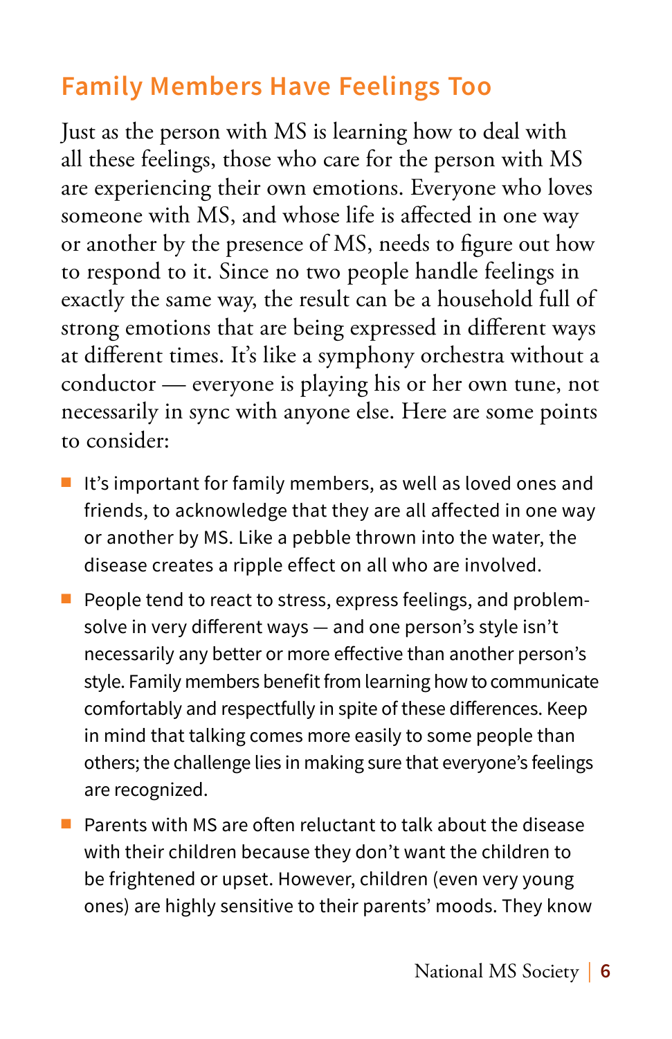## Family Members Have Feelings Too

Just as the person with MS is learning how to deal with all these feelings, those who care for the person with MS are experiencing their own emotions. Everyone who loves someone with MS, and whose life is affected in one way or another by the presence of MS, needs to figure out how to respond to it. Since no two people handle feelings in exactly the same way, the result can be a household full of strong emotions that are being expressed in different ways at different times. It's like a symphony orchestra without a conductor — everyone is playing his or her own tune, not necessarily in sync with anyone else. Here are some points to consider:

- It's important for family members, as well as loved ones and friends, to acknowledge that they are all affected in one way or another by MS. Like a pebble thrown into the water, the disease creates a ripple effect on all who are involved.
- People tend to react to stress, express feelings, and problem-solve in very different ways — and one person's style isn't necessarily any better or more effective than another person's style. Family members benefit from learning how to communicate comfortably and respectfully in spite of these differences. Keep in mind that talking comes more easily to some people than others; the challenge lies in making sure that everyone's feelings are recognized.
- Parents with MS are often reluctant to talk about the disease with their children because they don't want the children to be frightened or upset. However, children (even very young ones) are highly sensitive to their parents' moods. They know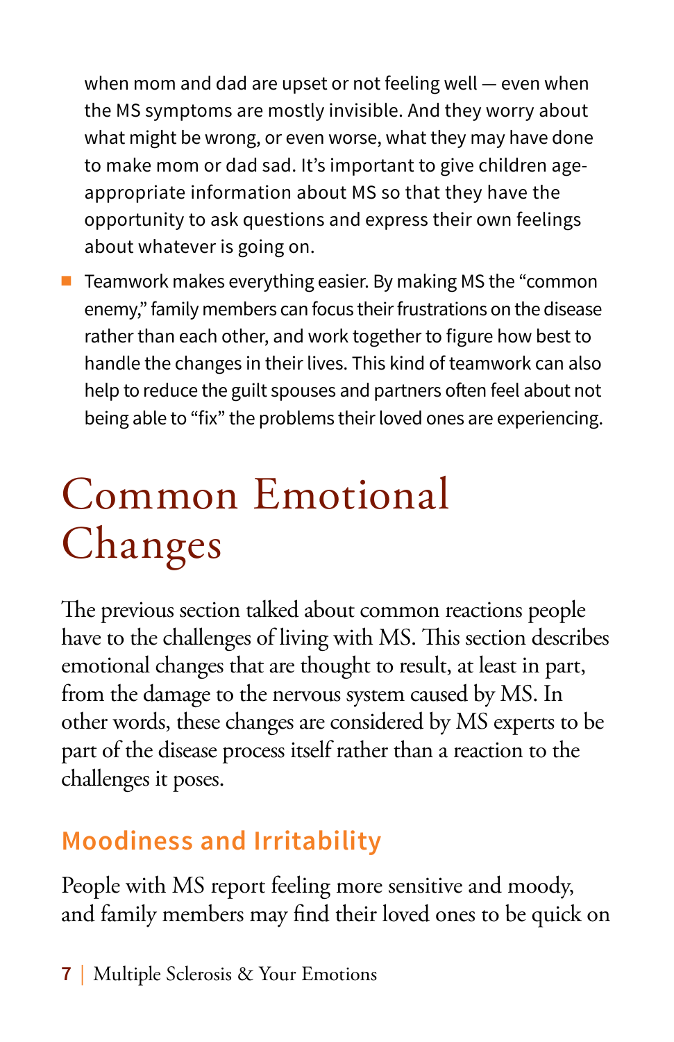when mom and dad are upset or not feeling well — even when the MS symptoms are mostly invisible. And they worry about what might be wrong, or even worse, what they may have done to make mom or dad sad. It's important to give children age-appropriate information about MS so that they have the opportunity to ask questions and express their own feelings about whatever is going on.

- Teamwork makes everything easier. By making MS the "common enemy," family members can focus their frustrations on the disease rather than each other, and work together to figure how best to handle the changes in their lives. This kind of teamwork can also help to reduce the guilt spouses and partners often feel about not being able to "fix" the problems their loved ones are experiencing.

# Common Emotional Changes

The previous section talked about common reactions people have to the challenges of living with MS. This section describes emotional changes that are thought to result, at least in part, from the damage to the nervous system caused by MS. In other words, these changes are considered by MS experts to be part of the disease process itself rather than a reaction to the challenges it poses.

## Moodiness and Irritability

People with MS report feeling more sensitive and moody, and family members may find their loved ones to be quick on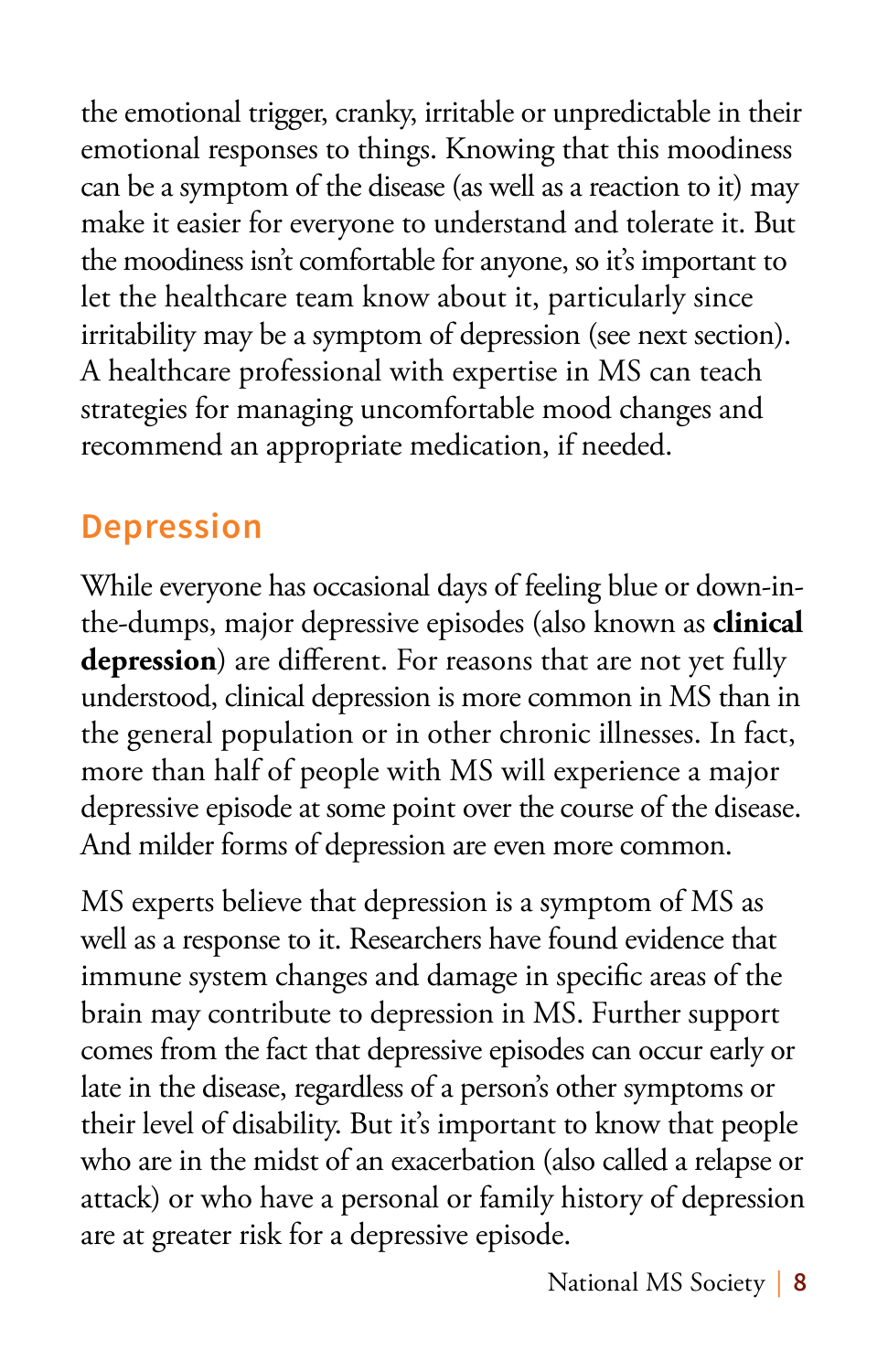the emotional trigger, cranky, irritable or unpredictable in their emotional responses to things. Knowing that this moodiness can be a symptom of the disease (as well as a reaction to it) may make it easier for everyone to understand and tolerate it. But the moodiness isn't comfortable for anyone, so it's important to let the healthcare team know about it, particularly since irritability may be a symptom of depression (see next section). A healthcare professional with expertise in MS can teach strategies for managing uncomfortable mood changes and recommend an appropriate medication, if needed.

## Depression

While everyone has occasional days of feeling blue or down-in-the-dumps, major depressive episodes (also known as **clinical depression**) are different. For reasons that are not yet fully understood, clinical depression is more common in MS than in the general population or in other chronic illnesses. In fact, more than half of people with MS will experience a major depressive episode at some point over the course of the disease. And milder forms of depression are even more common.

MS experts believe that depression is a symptom of MS as well as a response to it. Researchers have found evidence that immune system changes and damage in specific areas of the brain may contribute to depression in MS. Further support comes from the fact that depressive episodes can occur early or late in the disease, regardless of a person's other symptoms or their level of disability. But it's important to know that people who are in the midst of an exacerbation (also called a relapse or attack) or who have a personal or family history of depression are at greater risk for a depressive episode.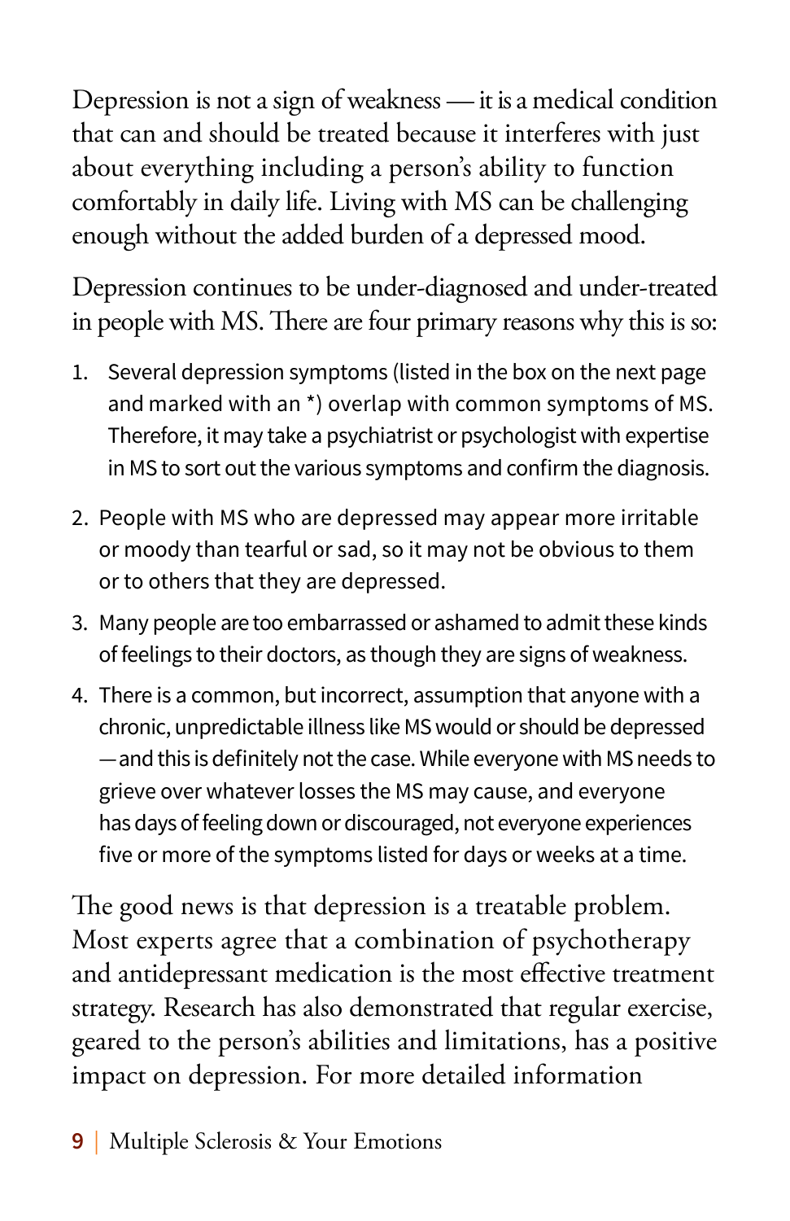Depression is not a sign of weakness — it is a medical condition that can and should be treated because it interferes with just about everything including a person's ability to function comfortably in daily life. Living with MS can be challenging enough without the added burden of a depressed mood.

Depression continues to be under-diagnosed and under-treated in people with MS. There are four primary reasons why this is so:

1. Several depression symptoms (listed in the box on the next page and marked with an *) overlap with common symptoms of MS. Therefore, it may take a psychiatrist or psychologist with expertise in MS to sort out the various symptoms and confirm the diagnosis.
2. People with MS who are depressed may appear more irritable or moody than tearful or sad, so it may not be obvious to them or to others that they are depressed.
3. Many people are too embarrassed or ashamed to admit these kinds of feelings to their doctors, as though they are signs of weakness.
4. There is a common, but incorrect, assumption that anyone with a chronic, unpredictable illness like MS would or should be depressed — and this is definitely not the case. While everyone with MS needs to grieve over whatever losses the MS may cause, and everyone has days of feeling down or discouraged, not everyone experiences five or more of the symptoms listed for days or weeks at a time.

The good news is that depression is a treatable problem. Most experts agree that a combination of psychotherapy and antidepressant medication is the most effective treatment strategy. Research has also demonstrated that regular exercise, geared to the person's abilities and limitations, has a positive impact on depression. For more detailed information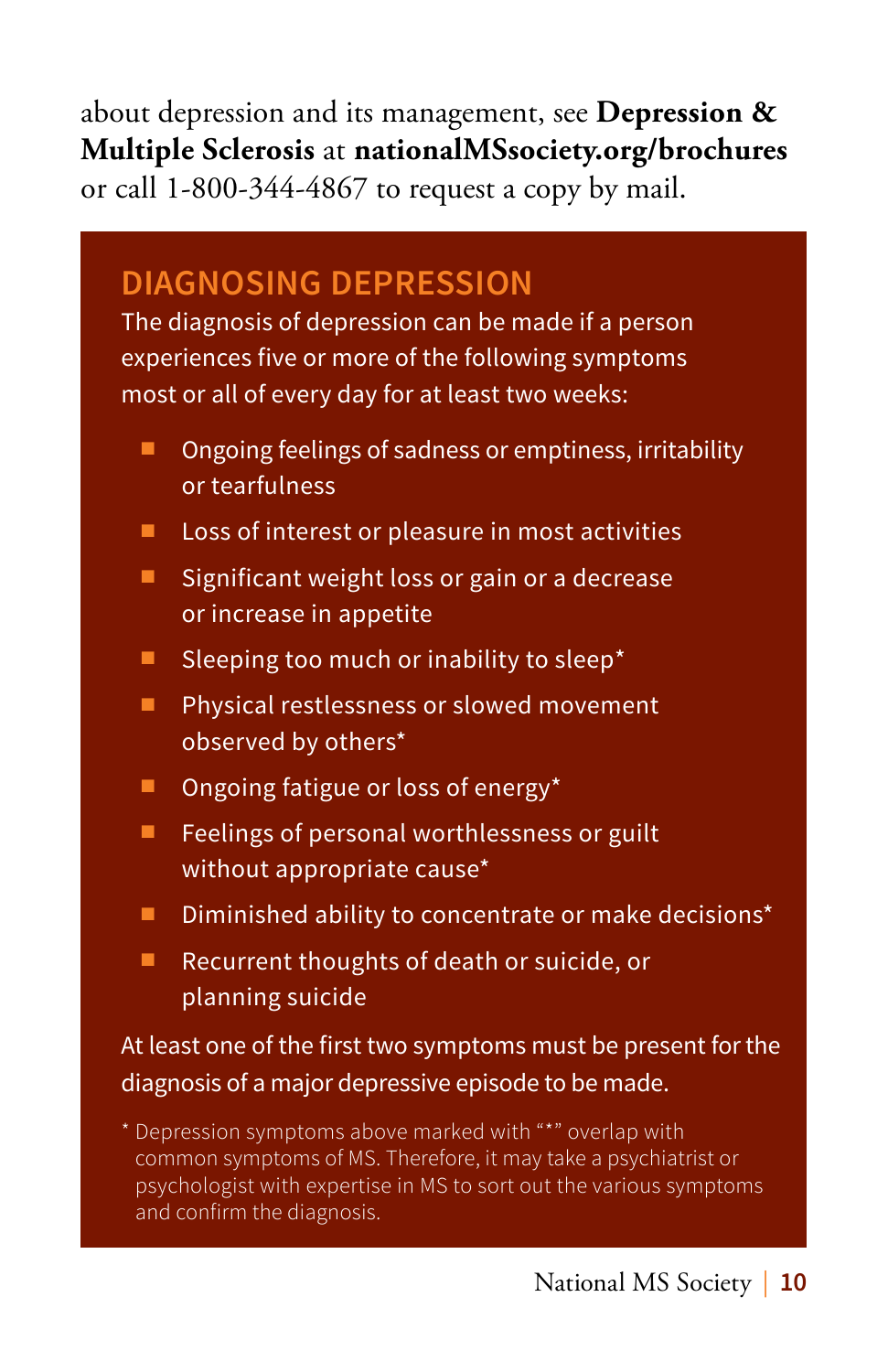about depression and its management, see **Depression & Multiple Sclerosis** at **nationalMSsociety.org/brochures** or call 1-800-344-4867 to request a copy by mail.

## DIAGNOSING DEPRESSION

The diagnosis of depression can be made if a person experiences five or more of the following symptoms most or all of every day for at least two weeks:

- Ongoing feelings of sadness or emptiness, irritability or tearfulness
- Loss of interest or pleasure in most activities
- Significant weight loss or gain or a decrease or increase in appetite
- Sleeping too much or inability to sleep*
- Physical restlessness or slowed movement observed by others*
- Ongoing fatigue or loss of energy*
- Feelings of personal worthlessness or guilt without appropriate cause*
- Diminished ability to concentrate or make decisions*
- Recurrent thoughts of death or suicide, or planning suicide

At least one of the first two symptoms must be present for the diagnosis of a major depressive episode to be made.

* Depression symptoms above marked with "*" overlap with common symptoms of MS. Therefore, it may take a psychiatrist or psychologist with expertise in MS to sort out the various symptoms and confirm the diagnosis.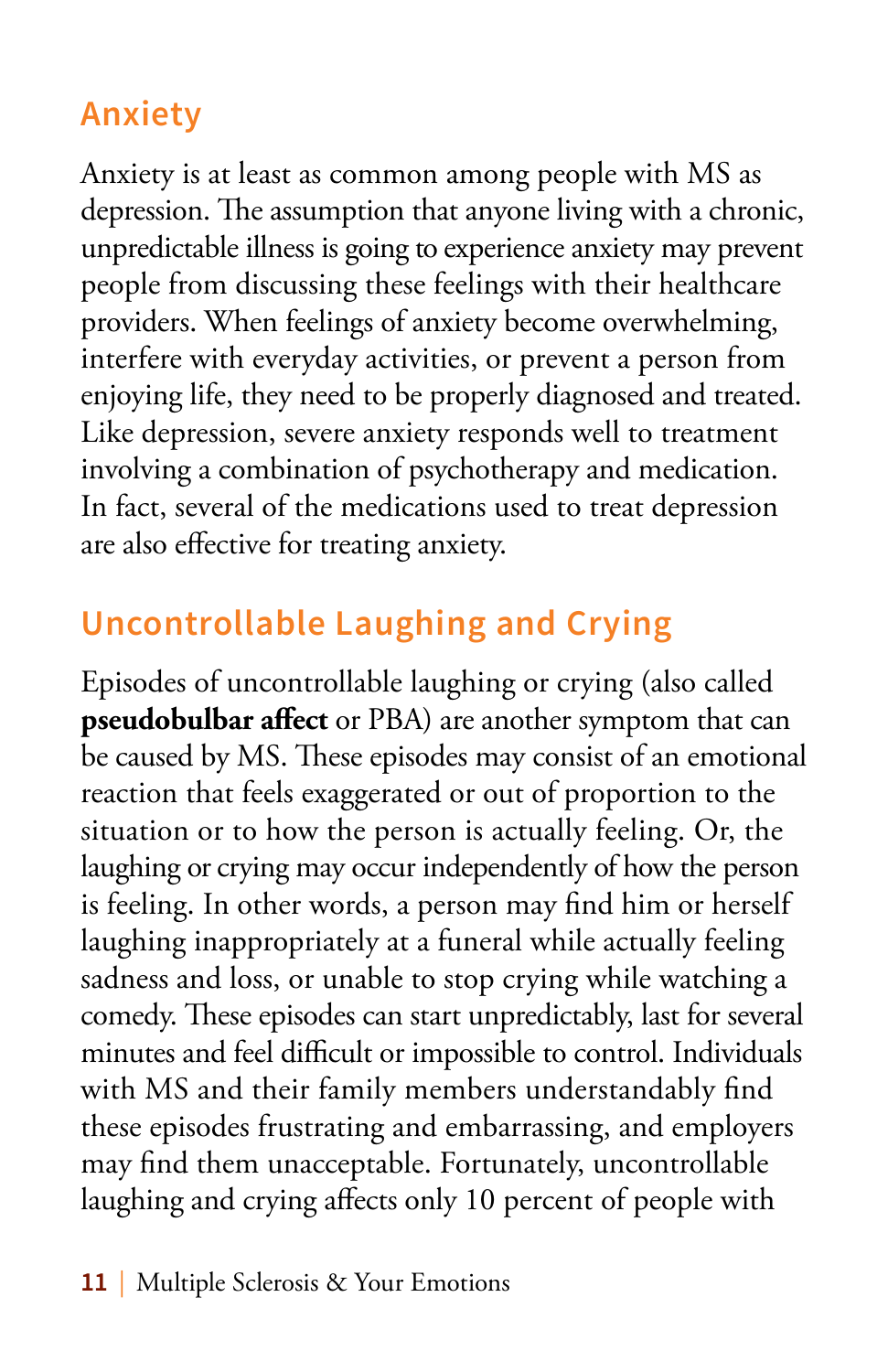## Anxiety

Anxiety is at least as common among people with MS as depression. The assumption that anyone living with a chronic, unpredictable illness is going to experience anxiety may prevent people from discussing these feelings with their healthcare providers. When feelings of anxiety become overwhelming, interfere with everyday activities, or prevent a person from enjoying life, they need to be properly diagnosed and treated. Like depression, severe anxiety responds well to treatment involving a combination of psychotherapy and medication. In fact, several of the medications used to treat depression are also effective for treating anxiety.

## Uncontrollable Laughing and Crying

Episodes of uncontrollable laughing or crying (also called **pseudobulbar affect** or PBA) are another symptom that can be caused by MS. These episodes may consist of an emotional reaction that feels exaggerated or out of proportion to the situation or to how the person is actually feeling. Or, the laughing or crying may occur independently of how the person is feeling. In other words, a person may find him or herself laughing inappropriately at a funeral while actually feeling sadness and loss, or unable to stop crying while watching a comedy. These episodes can start unpredictably, last for several minutes and feel difficult or impossible to control. Individuals with MS and their family members understandably find these episodes frustrating and embarrassing, and employers may find them unacceptable. Fortunately, uncontrollable laughing and crying affects only 10 percent of people with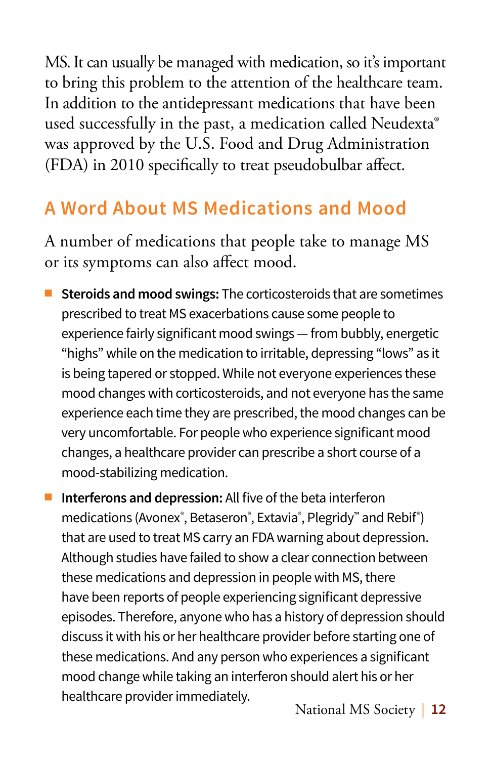MS. It can usually be managed with medication, so it's important to bring this problem to the attention of the healthcare team. In addition to the antidepressant medications that have been used successfully in the past, a medication called Neudexta® was approved by the U.S. Food and Drug Administration (FDA) in 2010 specifically to treat pseudobulbar affect.

## A Word About MS Medications and Mood

A number of medications that people take to manage MS or its symptoms can also affect mood.

- **Steroids and mood swings:** The corticosteroids that are sometimes prescribed to treat MS exacerbations cause some people to experience fairly significant mood swings — from bubbly, energetic "highs" while on the medication to irritable, depressing "lows" as it is being tapered or stopped. While not everyone experiences these mood changes with corticosteroids, and not everyone has the same experience each time they are prescribed, the mood changes can be very uncomfortable. For people who experience significant mood changes, a healthcare provider can prescribe a short course of a mood-stabilizing medication.
- **Interferons and depression:** All five of the beta interferon medications (Avonex®, Betaseron®, Extavia®, Plegridy™ and Rebif®) that are used to treat MS carry an FDA warning about depression. Although studies have failed to show a clear connection between these medications and depression in people with MS, there have been reports of people experiencing significant depressive episodes. Therefore, anyone who has a history of depression should discuss it with his or her healthcare provider before starting one of these medications. And any person who experiences a significant mood change while taking an interferon should alert his or her healthcare provider immediately.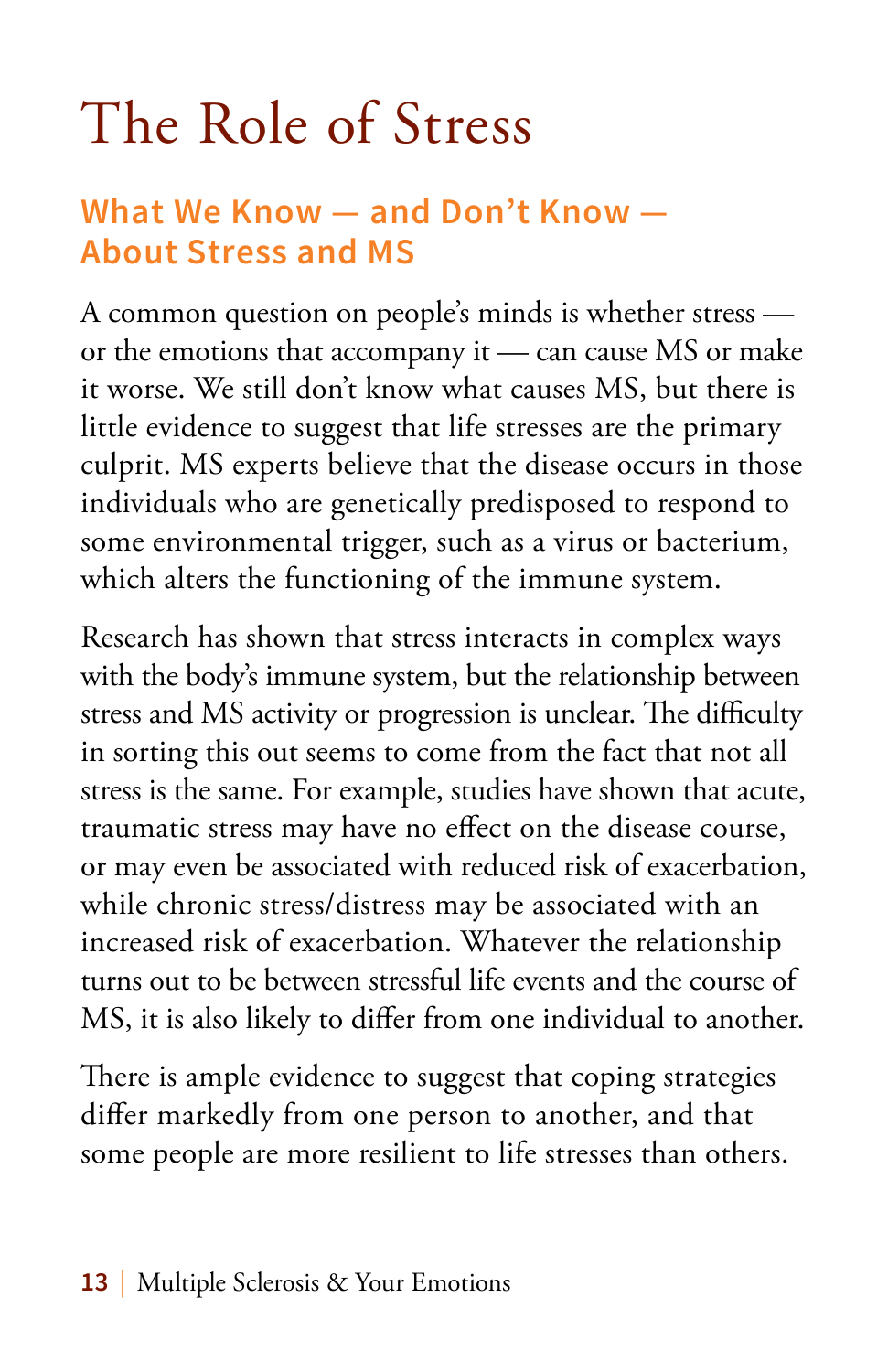# The Role of Stress

## What We Know — and Don't Know — About Stress and MS

A common question on people's minds is whether stress — or the emotions that accompany it — can cause MS or make it worse. We still don't know what causes MS, but there is little evidence to suggest that life stresses are the primary culprit. MS experts believe that the disease occurs in those individuals who are genetically predisposed to respond to some environmental trigger, such as a virus or bacterium, which alters the functioning of the immune system.

Research has shown that stress interacts in complex ways with the body's immune system, but the relationship between stress and MS activity or progression is unclear. The difficulty in sorting this out seems to come from the fact that not all stress is the same. For example, studies have shown that acute, traumatic stress may have no effect on the disease course, or may even be associated with reduced risk of exacerbation, while chronic stress/distress may be associated with an increased risk of exacerbation. Whatever the relationship turns out to be between stressful life events and the course of MS, it is also likely to differ from one individual to another.

There is ample evidence to suggest that coping strategies differ markedly from one person to another, and that some people are more resilient to life stresses than others.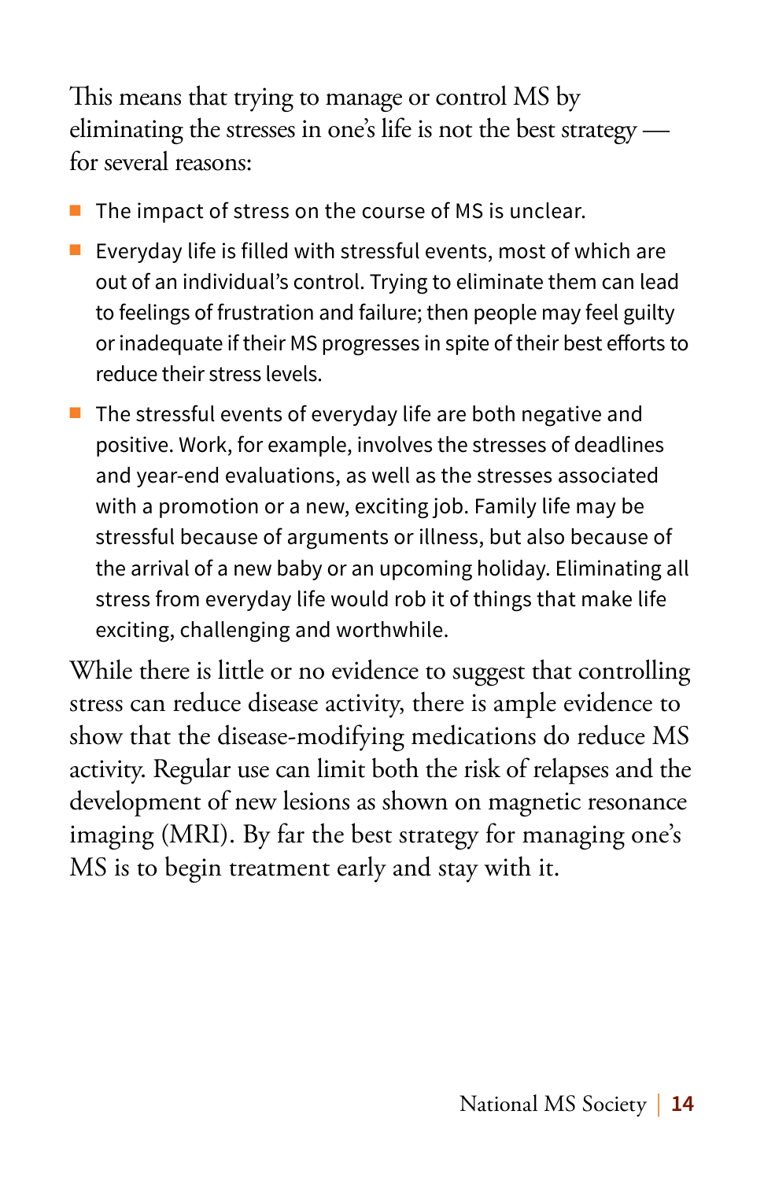This means that trying to manage or control MS by eliminating the stresses in one's life is not the best strategy — for several reasons:

- The impact of stress on the course of MS is unclear.
- Everyday life is filled with stressful events, most of which are out of an individual's control. Trying to eliminate them can lead to feelings of frustration and failure; then people may feel guilty or inadequate if their MS progresses in spite of their best efforts to reduce their stress levels.
- The stressful events of everyday life are both negative and positive. Work, for example, involves the stresses of deadlines and year-end evaluations, as well as the stresses associated with a promotion or a new, exciting job. Family life may be stressful because of arguments or illness, but also because of the arrival of a new baby or an upcoming holiday. Eliminating all stress from everyday life would rob it of things that make life exciting, challenging and worthwhile.

While there is little or no evidence to suggest that controlling stress can reduce disease activity, there is ample evidence to show that the disease-modifying medications do reduce MS activity. Regular use can limit both the risk of relapses and the development of new lesions as shown on magnetic resonance imaging (MRI). By far the best strategy for managing one's MS is to begin treatment early and stay with it.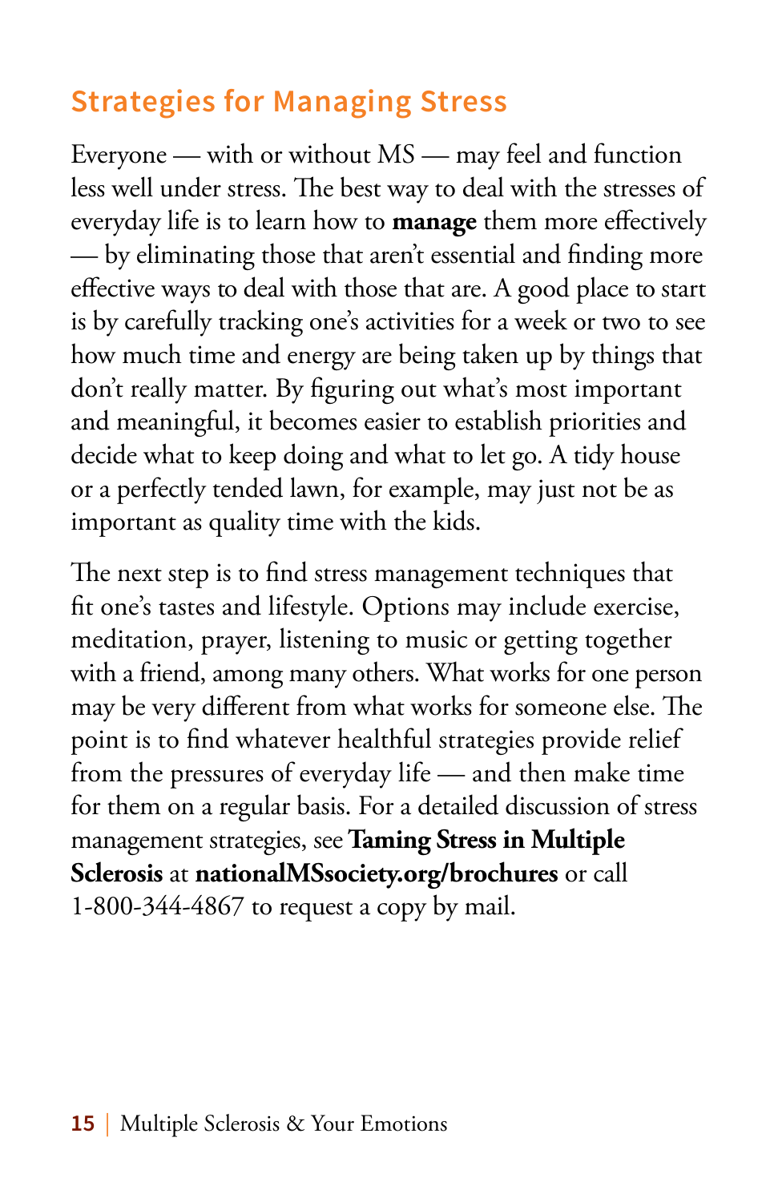## Strategies for Managing Stress

Everyone — with or without MS — may feel and function less well under stress. The best way to deal with the stresses of everyday life is to learn how to **manage** them more effectively — by eliminating those that aren't essential and finding more effective ways to deal with those that are. A good place to start is by carefully tracking one's activities for a week or two to see how much time and energy are being taken up by things that don't really matter. By figuring out what's most important and meaningful, it becomes easier to establish priorities and decide what to keep doing and what to let go. A tidy house or a perfectly tended lawn, for example, may just not be as important as quality time with the kids.

The next step is to find stress management techniques that fit one's tastes and lifestyle. Options may include exercise, meditation, prayer, listening to music or getting together with a friend, among many others. What works for one person may be very different from what works for someone else. The point is to find whatever healthful strategies provide relief from the pressures of everyday life — and then make time for them on a regular basis. For a detailed discussion of stress management strategies, see **Taming Stress in Multiple Sclerosis** at **nationalMSsociety.org/brochures** or call 1-800-344-4867 to request a copy by mail.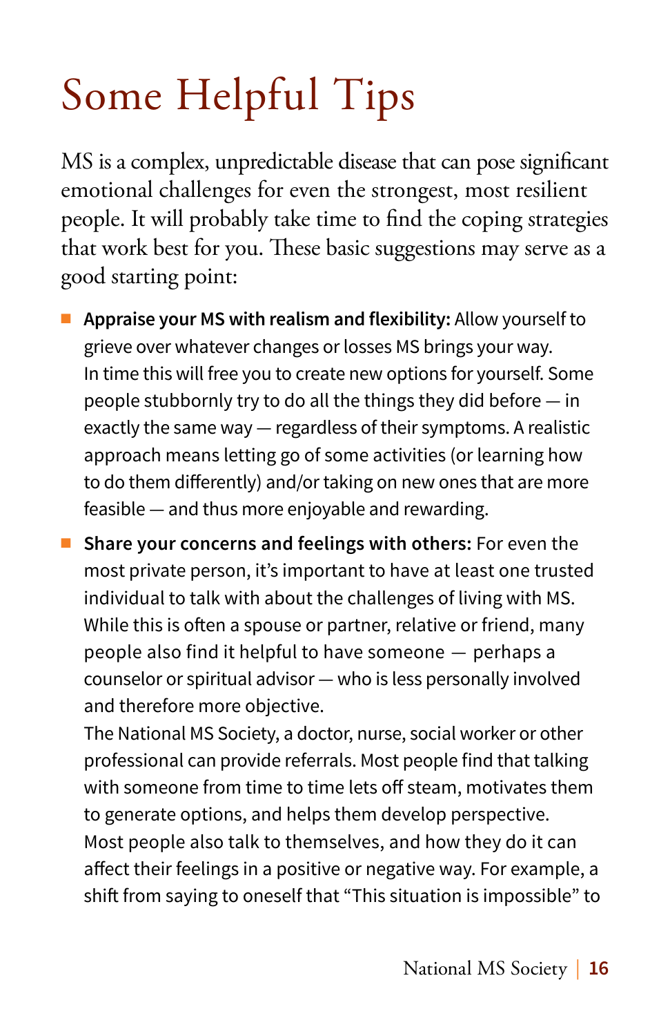# Some Helpful Tips

MS is a complex, unpredictable disease that can pose significant emotional challenges for even the strongest, most resilient people. It will probably take time to find the coping strategies that work best for you. These basic suggestions may serve as a good starting point:

- **Appraise your MS with realism and flexibility:** Allow yourself to grieve over whatever changes or losses MS brings your way. In time this will free you to create new options for yourself. Some people stubbornly try to do all the things they did before — in exactly the same way — regardless of their symptoms. A realistic approach means letting go of some activities (or learning how to do them differently) and/or taking on new ones that are more feasible — and thus more enjoyable and rewarding.
- **Share your concerns and feelings with others:** For even the most private person, it's important to have at least one trusted individual to talk with about the challenges of living with MS. While this is often a spouse or partner, relative or friend, many people also find it helpful to have someone — perhaps a counselor or spiritual advisor — who is less personally involved and therefore more objective.

  The National MS Society, a doctor, nurse, social worker or other professional can provide referrals. Most people find that talking with someone from time to time lets off steam, motivates them to generate options, and helps them develop perspective.

  Most people also talk to themselves, and how they do it can affect their feelings in a positive or negative way. For example, a shift from saying to oneself that "This situation is impossible" to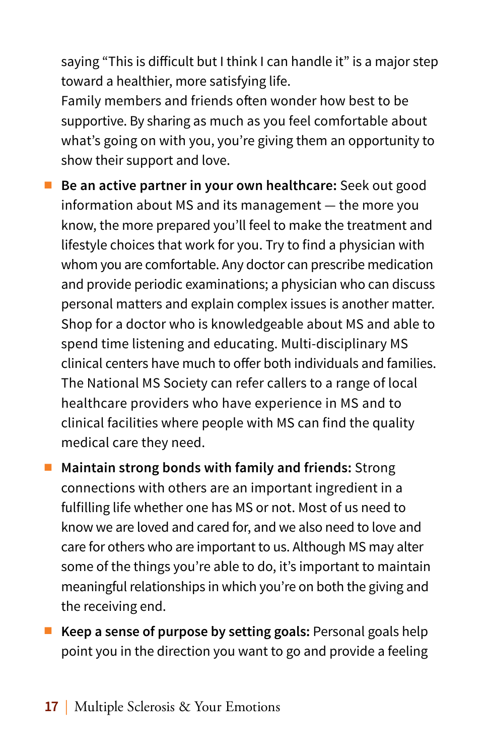saying “This is difficult but I think I can handle it” is a major step toward a healthier, more satisfying life.

Family members and friends often wonder how best to be supportive. By sharing as much as you feel comfortable about what’s going on with you, you’re giving them an opportunity to show their support and love.

- **Be an active partner in your own healthcare:** Seek out good information about MS and its management — the more you know, the more prepared you’ll feel to make the treatment and lifestyle choices that work for you. Try to find a physician with whom you are comfortable. Any doctor can prescribe medication and provide periodic examinations; a physician who can discuss personal matters and explain complex issues is another matter. Shop for a doctor who is knowledgeable about MS and able to spend time listening and educating. Multi-disciplinary MS clinical centers have much to offer both individuals and families. The National MS Society can refer callers to a range of local healthcare providers who have experience in MS and to clinical facilities where people with MS can find the quality medical care they need.
- **Maintain strong bonds with family and friends:** Strong connections with others are an important ingredient in a fulfilling life whether one has MS or not. Most of us need to know we are loved and cared for, and we also need to love and care for others who are important to us. Although MS may alter some of the things you’re able to do, it’s important to maintain meaningful relationships in which you’re on both the giving and the receiving end.
- **Keep a sense of purpose by setting goals:** Personal goals help point you in the direction you want to go and provide a feeling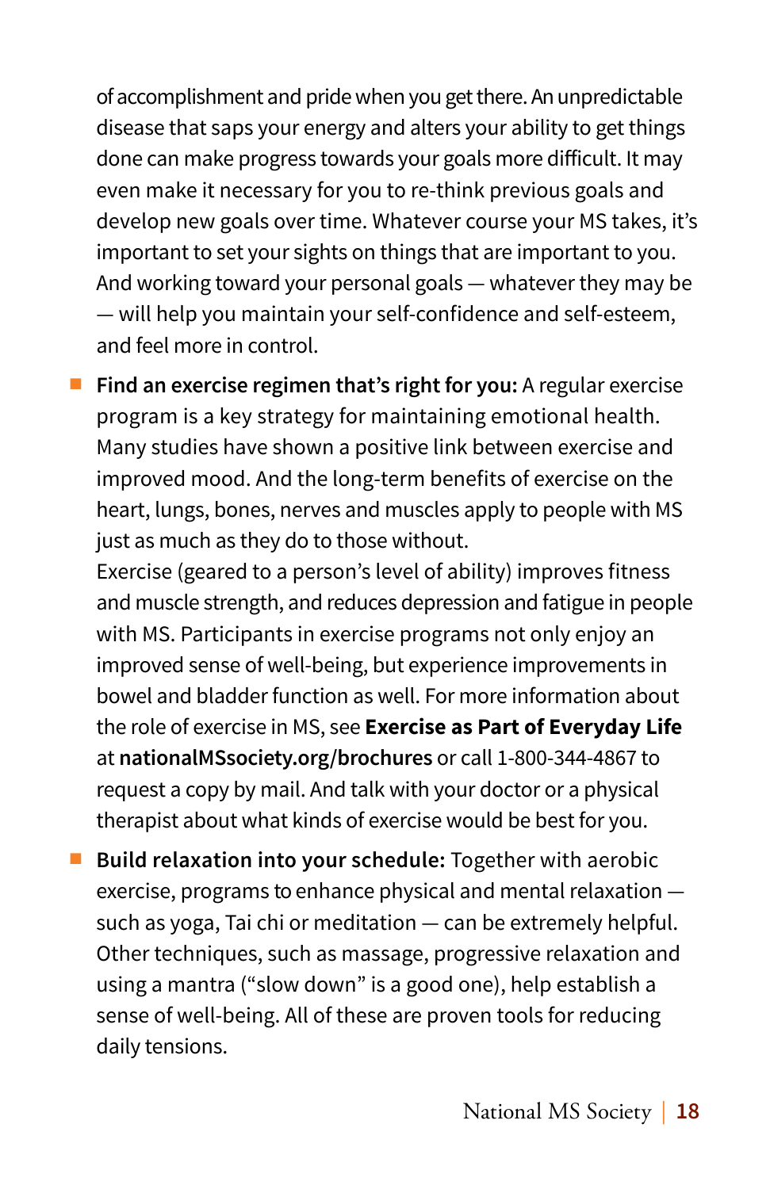of accomplishment and pride when you get there. An unpredictable disease that saps your energy and alters your ability to get things done can make progress towards your goals more difficult. It may even make it necessary for you to re-think previous goals and develop new goals over time. Whatever course your MS takes, it's important to set your sights on things that are important to you. And working toward your personal goals — whatever they may be — will help you maintain your self-confidence and self-esteem, and feel more in control.

- **Find an exercise regimen that's right for you:** A regular exercise program is a key strategy for maintaining emotional health. Many studies have shown a positive link between exercise and improved mood. And the long-term benefits of exercise on the heart, lungs, bones, nerves and muscles apply to people with MS just as much as they do to those without.

  Exercise (geared to a person's level of ability) improves fitness and muscle strength, and reduces depression and fatigue in people with MS. Participants in exercise programs not only enjoy an improved sense of well-being, but experience improvements in bowel and bladder function as well. For more information about the role of exercise in MS, see **Exercise as Part of Everyday Life** at **nationalMSsociety.org/brochures** or call 1-800-344-4867 to request a copy by mail. And talk with your doctor or a physical therapist about what kinds of exercise would be best for you.

- **Build relaxation into your schedule:** Together with aerobic exercise, programs to enhance physical and mental relaxation — such as yoga, Tai chi or meditation — can be extremely helpful. Other techniques, such as massage, progressive relaxation and using a mantra ("slow down" is a good one), help establish a sense of well-being. All of these are proven tools for reducing daily tensions.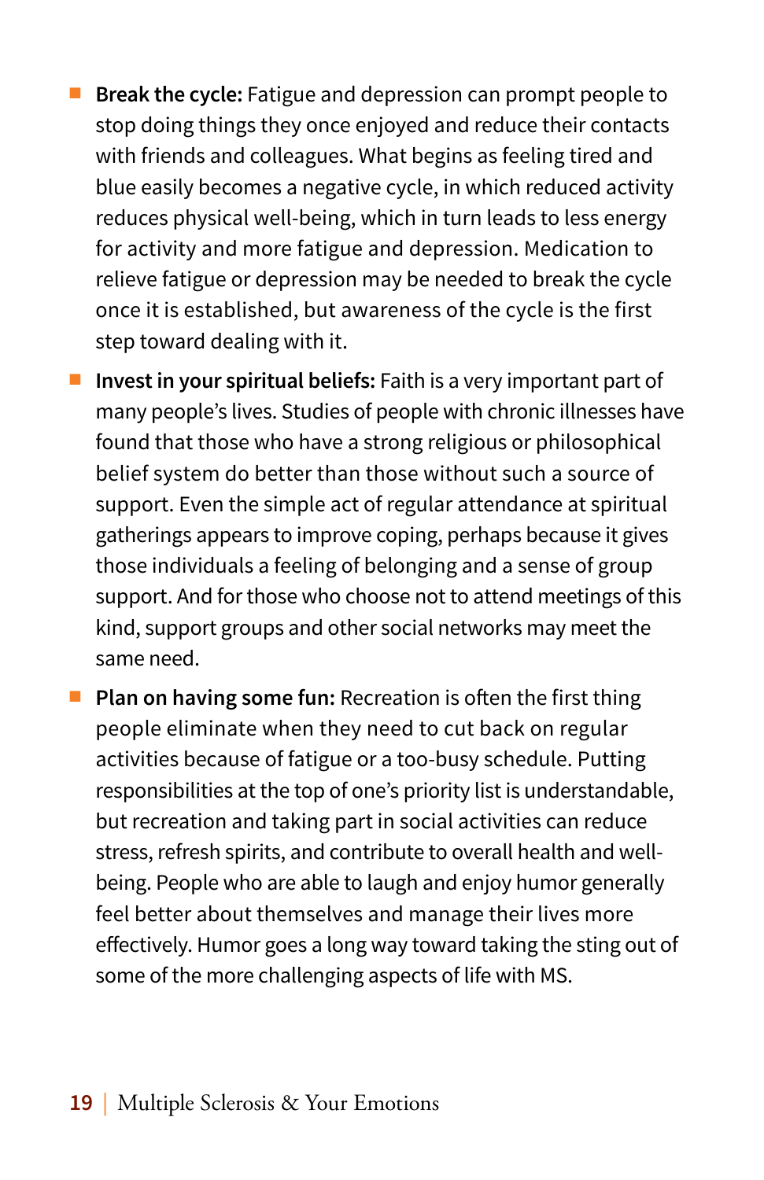- **Break the cycle:** Fatigue and depression can prompt people to stop doing things they once enjoyed and reduce their contacts with friends and colleagues. What begins as feeling tired and blue easily becomes a negative cycle, in which reduced activity reduces physical well-being, which in turn leads to less energy for activity and more fatigue and depression. Medication to relieve fatigue or depression may be needed to break the cycle once it is established, but awareness of the cycle is the first step toward dealing with it.
- **Invest in your spiritual beliefs:** Faith is a very important part of many people's lives. Studies of people with chronic illnesses have found that those who have a strong religious or philosophical belief system do better than those without such a source of support. Even the simple act of regular attendance at spiritual gatherings appears to improve coping, perhaps because it gives those individuals a feeling of belonging and a sense of group support. And for those who choose not to attend meetings of this kind, support groups and other social networks may meet the same need.
- **Plan on having some fun:** Recreation is often the first thing people eliminate when they need to cut back on regular activities because of fatigue or a too-busy schedule. Putting responsibilities at the top of one's priority list is understandable, but recreation and taking part in social activities can reduce stress, refresh spirits, and contribute to overall health and well-being. People who are able to laugh and enjoy humor generally feel better about themselves and manage their lives more effectively. Humor goes a long way toward taking the sting out of some of the more challenging aspects of life with MS.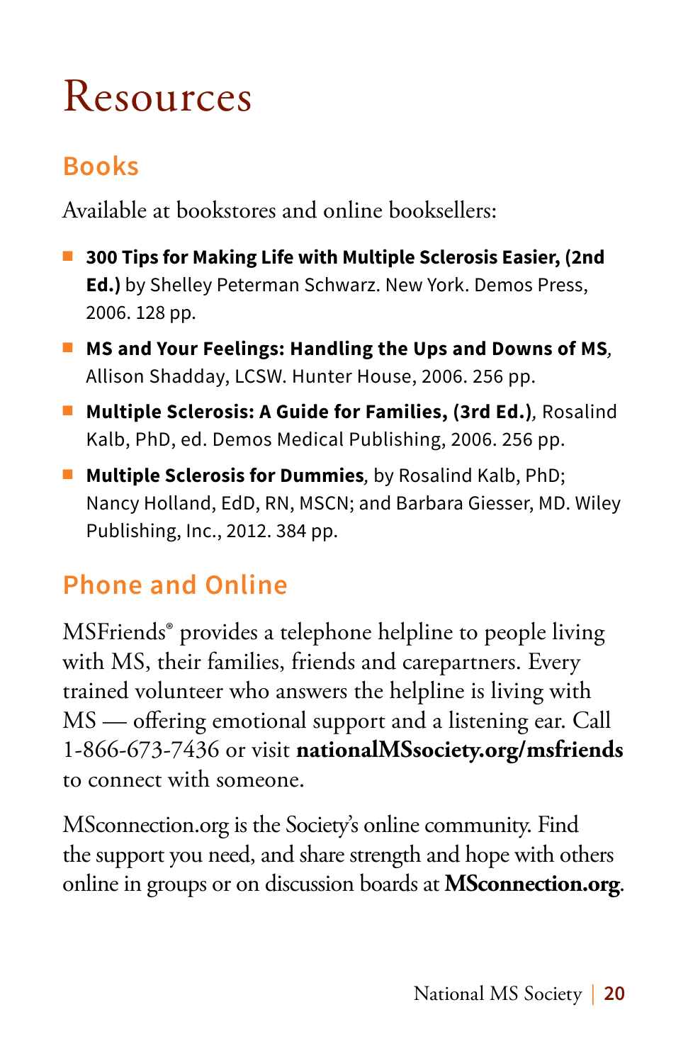# Resources

## Books

Available at bookstores and online booksellers:

- **300 Tips for Making Life with Multiple Sclerosis Easier, (2nd Ed.)** by Shelley Peterman Schwarz. New York. Demos Press, 2006. 128 pp.
- **MS and Your Feelings: Handling the Ups and Downs of MS**, Allison Shadday, LCSW. Hunter House, 2006. 256 pp.
- **Multiple Sclerosis: A Guide for Families, (3rd Ed.)**, Rosalind Kalb, PhD, ed. Demos Medical Publishing, 2006. 256 pp.
- **Multiple Sclerosis for Dummies**, by Rosalind Kalb, PhD; Nancy Holland, EdD, RN, MSCN; and Barbara Giesser, MD. Wiley Publishing, Inc., 2012. 384 pp.

## Phone and Online

MSFriends® provides a telephone helpline to people living with MS, their families, friends and carepartners. Every trained volunteer who answers the helpline is living with MS — offering emotional support and a listening ear. Call 1-866-673-7436 or visit **nationalMSsociety.org/msfriends** to connect with someone.

MSconnection.org is the Society's online community. Find the support you need, and share strength and hope with others online in groups or on discussion boards at **MSconnection.org**.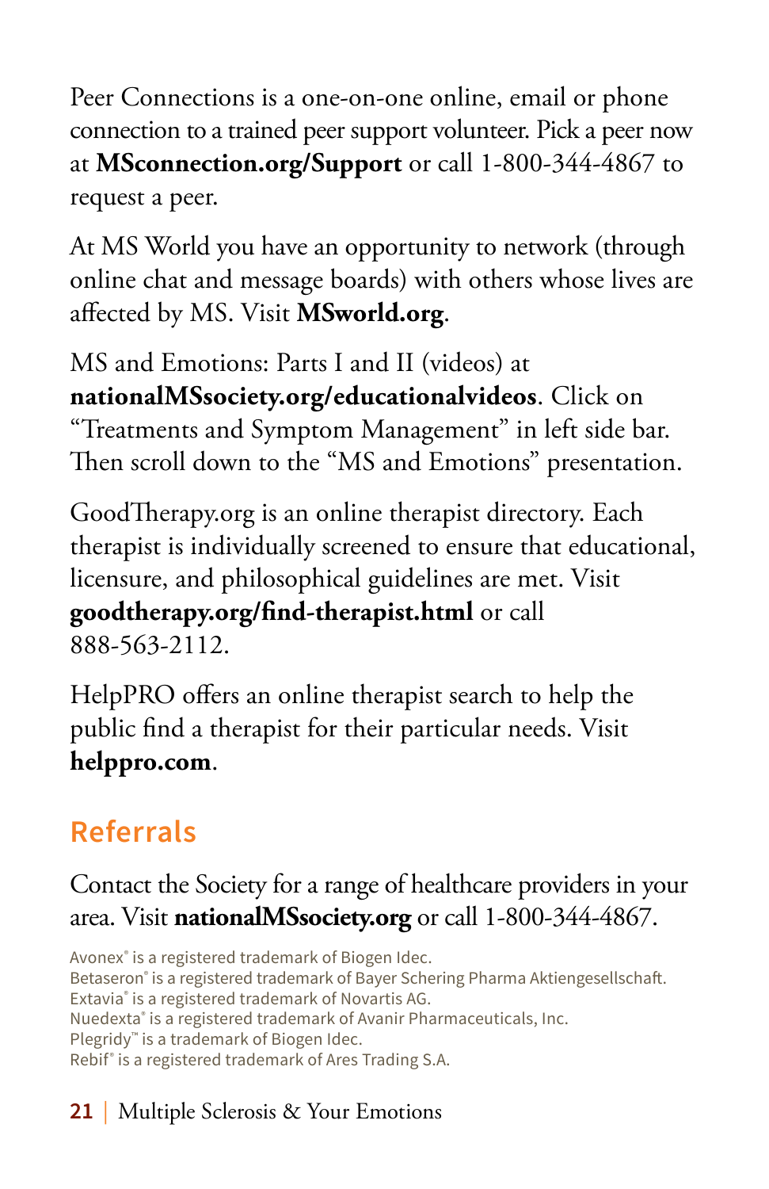Peer Connections is a one-on-one online, email or phone connection to a trained peer support volunteer. Pick a peer now at **MSconnection.org/Support** or call 1-800-344-4867 to request a peer.

At MS World you have an opportunity to network (through online chat and message boards) with others whose lives are affected by MS. Visit **MSworld.org**.

MS and Emotions: Parts I and II (videos) at **nationalMSsociety.org/educationalvideos**. Click on "Treatments and Symptom Management" in left side bar. Then scroll down to the "MS and Emotions" presentation.

GoodTherapy.org is an online therapist directory. Each therapist is individually screened to ensure that educational, licensure, and philosophical guidelines are met. Visit **goodtherapy.org/find-therapist.html** or call 888-563-2112.

HelpPRO offers an online therapist search to help the public find a therapist for their particular needs. Visit **helppro.com**.

## Referrals

Contact the Society for a range of healthcare providers in your area. Visit **nationalMSsociety.org** or call 1-800-344-4867.

Avonex® is a registered trademark of Biogen Idec.
Betaseron® is a registered trademark of Bayer Schering Pharma Aktiengesellschaft.
Extavia® is a registered trademark of Novartis AG.
Nuedexta® is a registered trademark of Avanir Pharmaceuticals, Inc.
Plegridy™ is a trademark of Biogen Idec.
Rebif® is a registered trademark of Ares Trading S.A.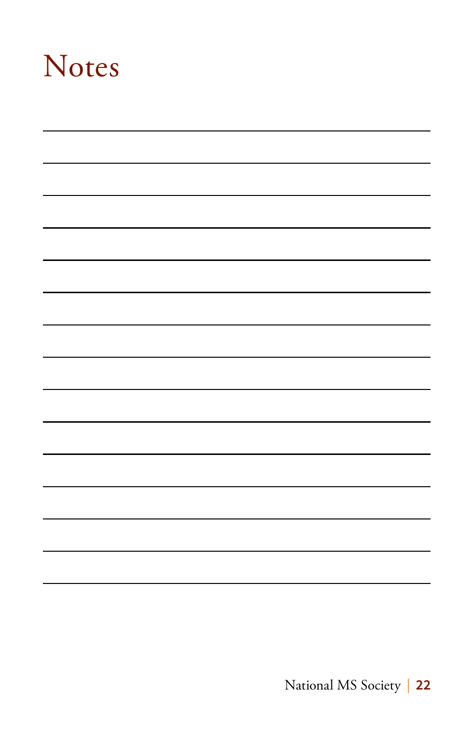# Notes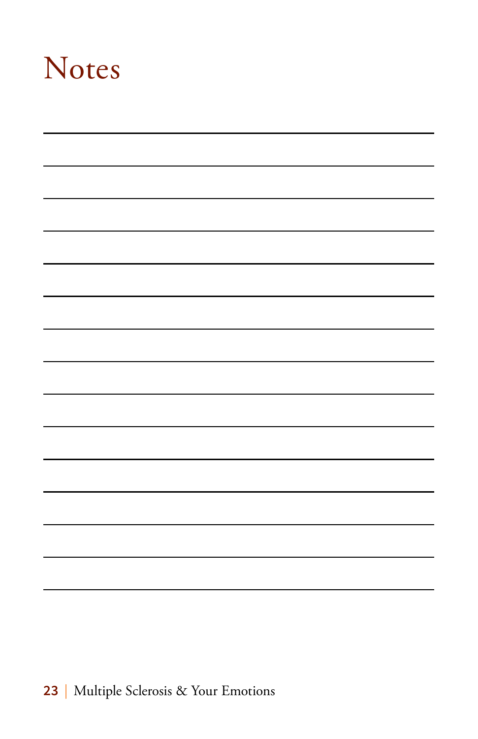# Notes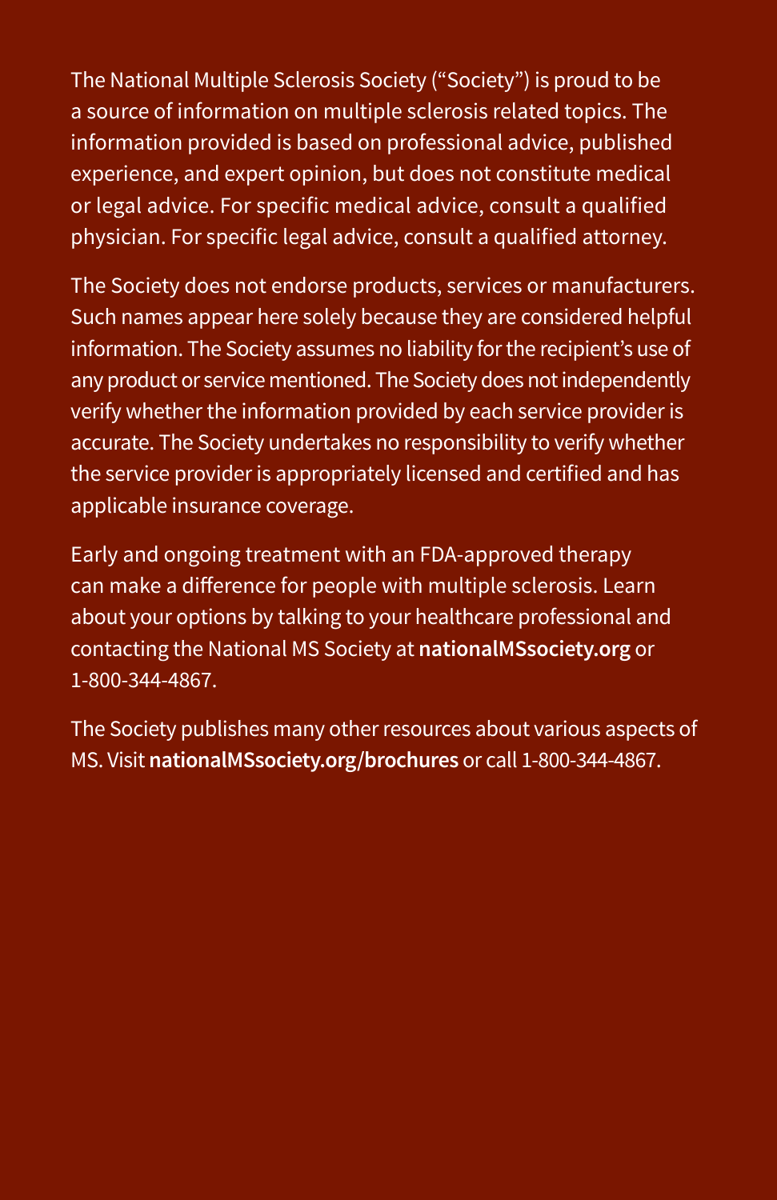The National Multiple Sclerosis Society ("Society") is proud to be a source of information on multiple sclerosis related topics. The information provided is based on professional advice, published experience, and expert opinion, but does not constitute medical or legal advice. For specific medical advice, consult a qualified physician. For specific legal advice, consult a qualified attorney.

The Society does not endorse products, services or manufacturers. Such names appear here solely because they are considered helpful information. The Society assumes no liability for the recipient's use of any product or service mentioned. The Society does not independently verify whether the information provided by each service provider is accurate. The Society undertakes no responsibility to verify whether the service provider is appropriately licensed and certified and has applicable insurance coverage.

Early and ongoing treatment with an FDA-approved therapy can make a difference for people with multiple sclerosis. Learn about your options by talking to your healthcare professional and contacting the National MS Society at **nationalMSsociety.org** or 1-800-344-4867.

The Society publishes many other resources about various aspects of MS. Visit **nationalMSsociety.org/brochures** or call 1-800-344-4867.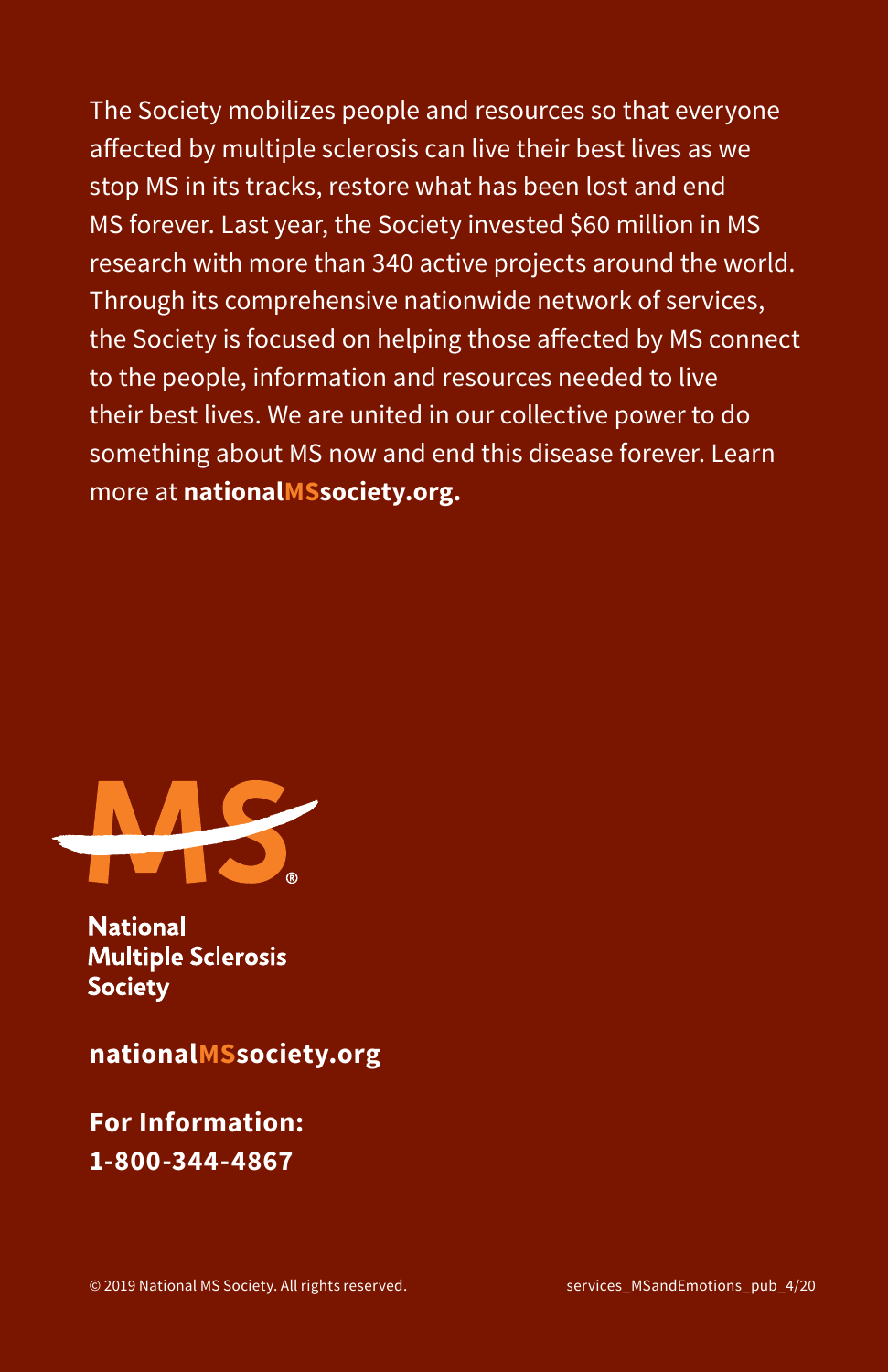The Society mobilizes people and resources so that everyone affected by multiple sclerosis can live their best lives as we stop MS in its tracks, restore what has been lost and end MS forever. Last year, the Society invested $60 million in MS research with more than 340 active projects around the world. Through its comprehensive nationwide network of services, the Society is focused on helping those affected by MS connect to the people, information and resources needed to live their best lives. We are united in our collective power to do something about MS now and end this disease forever. Learn more at **nationalMSsociety.org.**

**National Multiple Sclerosis Society**

**nationalMSsociety.org**

**For Information:**
**1-800-344-4867**

© 2019 National MS Society. All rights reserved.

services_MSandEmotions_pub_4/20